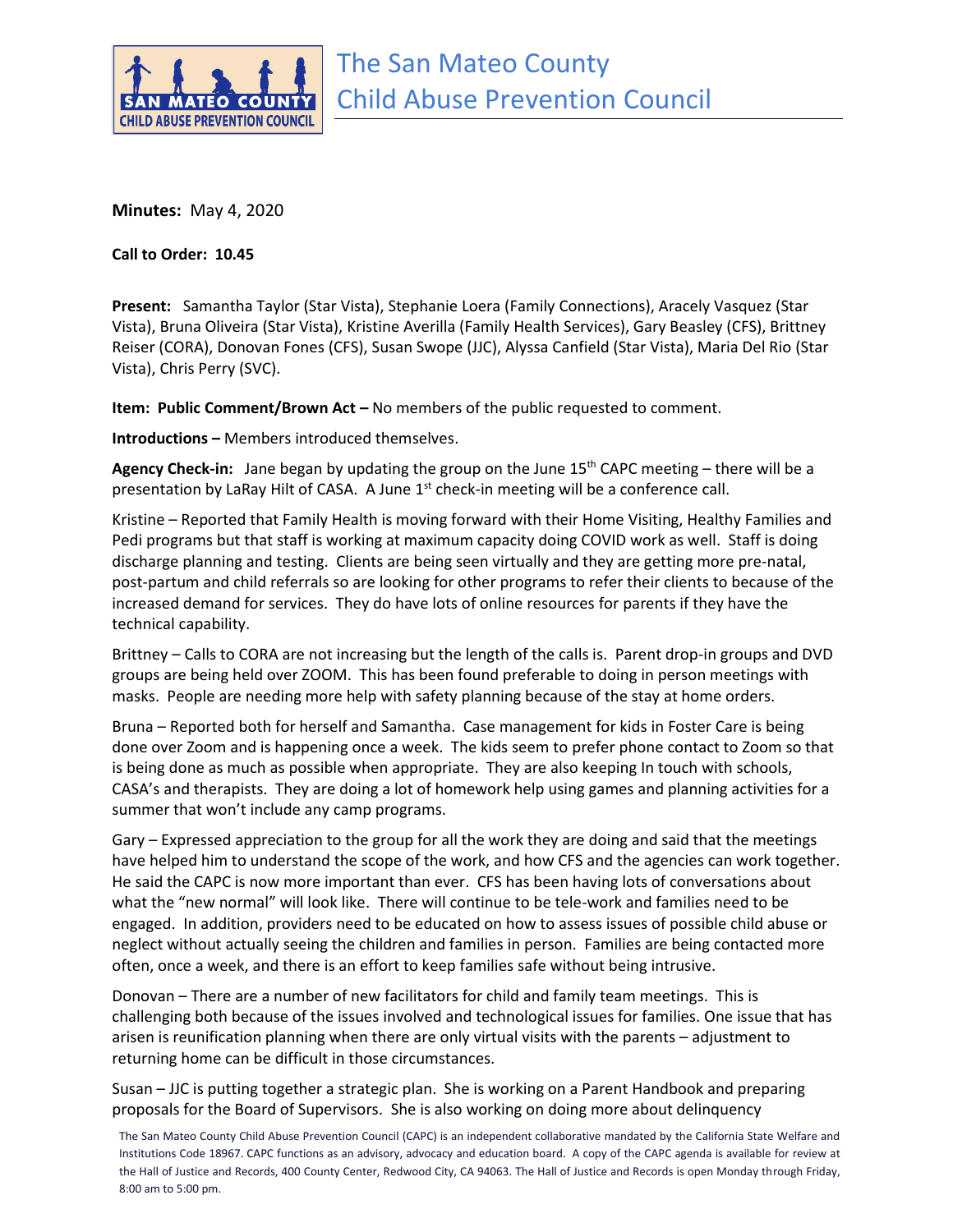# The San Mateo County Child Abuse Prevention Council

**Minutes:** May 4, 2020

**Call to Order: 10.45**

**Present:** Samantha Taylor (Star Vista), Stephanie Loera (Family Connections), Aracely Vasquez (Star Vista), Bruna Oliveira (Star Vista), Kristine Averilla (Family Health Services), Gary Beasley (CFS), Brittney Reiser (CORA), Donovan Fones (CFS), Susan Swope (JJC), Alyssa Canfield (Star Vista), Maria Del Rio (Star Vista), Chris Perry (SVC).

**Item: Public Comment/Brown Act –** No members of the public requested to comment.

**Introductions –** Members introduced themselves.

**Agency Check-in:** Jane began by updating the group on the June 15th CAPC meeting – there will be a presentation by LaRay Hilt of CASA. A June 1st check-in meeting will be a conference call.

Kristine – Reported that Family Health is moving forward with their Home Visiting, Healthy Families and Pedi programs but that staff is working at maximum capacity doing COVID work as well. Staff is doing discharge planning and testing. Clients are being seen virtually and they are getting more pre-natal, post-partum and child referrals so are looking for other programs to refer their clients to because of the increased demand for services. They do have lots of online resources for parents if they have the technical capability.

Brittney – Calls to CORA are not increasing but the length of the calls is. Parent drop-in groups and DVD groups are being held over ZOOM. This has been found preferable to doing in person meetings with masks. People are needing more help with safety planning because of the stay at home orders.

Bruna – Reported both for herself and Samantha. Case management for kids in Foster Care is being done over Zoom and is happening once a week. The kids seem to prefer phone contact to Zoom so that is being done as much as possible when appropriate. They are also keeping In touch with schools, CASA's and therapists. They are doing a lot of homework help using games and planning activities for a summer that won't include any camp programs.

Gary – Expressed appreciation to the group for all the work they are doing and said that the meetings have helped him to understand the scope of the work, and how CFS and the agencies can work together. He said the CAPC is now more important than ever. CFS has been having lots of conversations about what the "new normal" will look like. There will continue to be tele-work and families need to be engaged. In addition, providers need to be educated on how to assess issues of possible child abuse or neglect without actually seeing the children and families in person. Families are being contacted more often, once a week, and there is an effort to keep families safe without being intrusive.

Donovan – There are a number of new facilitators for child and family team meetings. This is challenging both because of the issues involved and technological issues for families. One issue that has arisen is reunification planning when there are only virtual visits with the parents – adjustment to returning home can be difficult in those circumstances.

Susan – JJC is putting together a strategic plan. She is working on a Parent Handbook and preparing proposals for the Board of Supervisors. She is also working on doing more about delinquency

The San Mateo County Child Abuse Prevention Council (CAPC) is an independent collaborative mandated by the California State Welfare and Institutions Code 18967. CAPC functions as an advisory, advocacy and education board. A copy of the CAPC agenda is available for review at the Hall of Justice and Records, 400 County Center, Redwood City, CA 94063. The Hall of Justice and Records is open Monday through Friday, 8:00 am to 5:00 pm.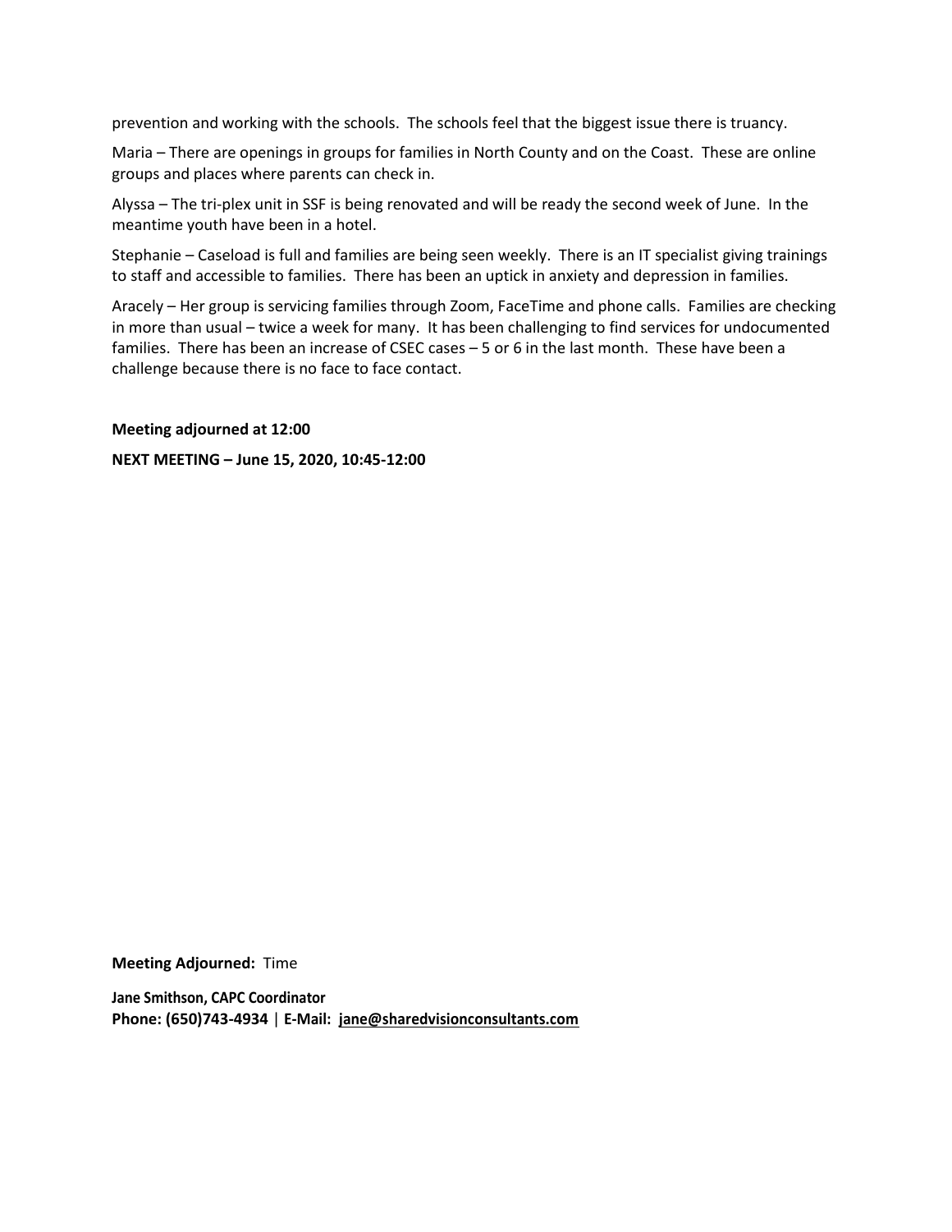prevention and working with the schools. The schools feel that the biggest issue there is truancy.

Maria – There are openings in groups for families in North County and on the Coast. These are online groups and places where parents can check in.

Alyssa – The tri-plex unit in SSF is being renovated and will be ready the second week of June. In the meantime youth have been in a hotel.

Stephanie – Caseload is full and families are being seen weekly. There is an IT specialist giving trainings to staff and accessible to families. There has been an uptick in anxiety and depression in families.

Aracely – Her group is servicing families through Zoom, FaceTime and phone calls. Families are checking in more than usual – twice a week for many. It has been challenging to find services for undocumented families. There has been an increase of CSEC cases – 5 or 6 in the last month. These have been a challenge because there is no face to face contact.

**Meeting adjourned at 12:00**

**NEXT MEETING – June 15, 2020, 10:45-12:00**

**Meeting Adjourned:** Time

**Jane Smithson, CAPC Coordinator**
**Phone: (650)743-4934** | **E-Mail: jane@sharedvisionconsultants.com**